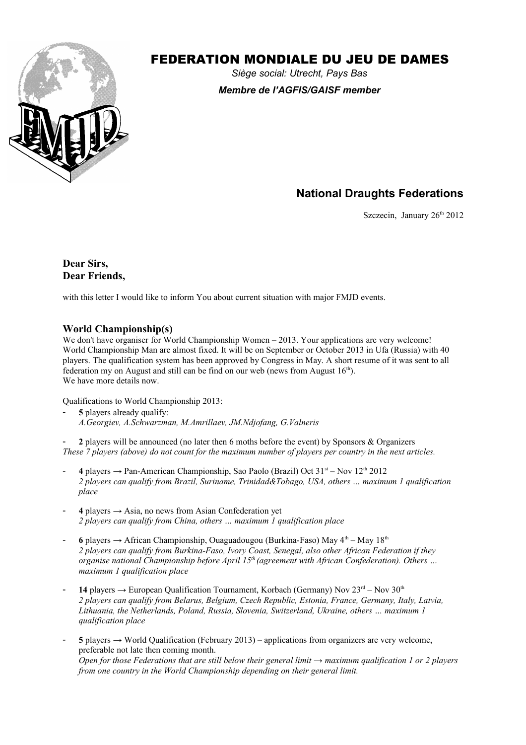# FEDERATION MONDIALE DU JEU DE DAMES

*Siège social: Utrecht, Pays Bas*

***Membre de l'AGFIS/GAISF member***

## National Draughts Federations

Szczecin, January 26th 2012

**Dear Sirs,**
**Dear Friends,**

with this letter I would like to inform You about current situation with major FMJD events.

## World Championship(s)

We don't have organiser for World Championship Women – 2013. Your applications are very welcome! World Championship Man are almost fixed. It will be on September or October 2013 in Ufa (Russia) with 40 players. The qualification system has been approved by Congress in May. A short resume of it was sent to all federation my on August and still can be find on our web (news from August 16th).
We have more details now.

Qualifications to World Championship 2013:

- **5** players already qualify:
  *A.Georgiev, A.Schwarzman, M.Amrillaev, JM.Ndjofang, G.Valneris*

- **2** players will be announced (no later then 6 moths before the event) by Sponsors & Organizers
*These 7 players (above) do not count for the maximum number of players per country in the next articles.*

- **4** players → Pan-American Championship, Sao Paolo (Brazil) Oct 31st – Nov 12th 2012
  *2 players can qualify from Brazil, Suriname, Trinidad&Tobago, USA, others … maximum 1 qualification place*

- **4** players → Asia, no news from Asian Confederation yet
  *2 players can qualify from China, others … maximum 1 qualification place*

- **6** players → African Championship, Ouaguadougou (Burkina-Faso) May 4th – May 18th
  *2 players can qualify from Burkina-Faso, Ivory Coast, Senegal, also other African Federation if they organise national Championship before April 15th (agreement with African Confederation). Others … maximum 1 qualification place*

- **14** players → European Qualification Tournament, Korbach (Germany) Nov 23rd – Nov 30th
  *2 players can qualify from Belarus, Belgium, Czech Republic, Estonia, France, Germany, Italy, Latvia, Lithuania, the Netherlands, Poland, Russia, Slovenia, Switzerland, Ukraine, others … maximum 1 qualification place*

- **5** players → World Qualification (February 2013) – applications from organizers are very welcome, preferable not late then coming month.
  *Open for those Federations that are still below their general limit → maximum qualification 1 or 2 players from one country in the World Championship depending on their general limit.*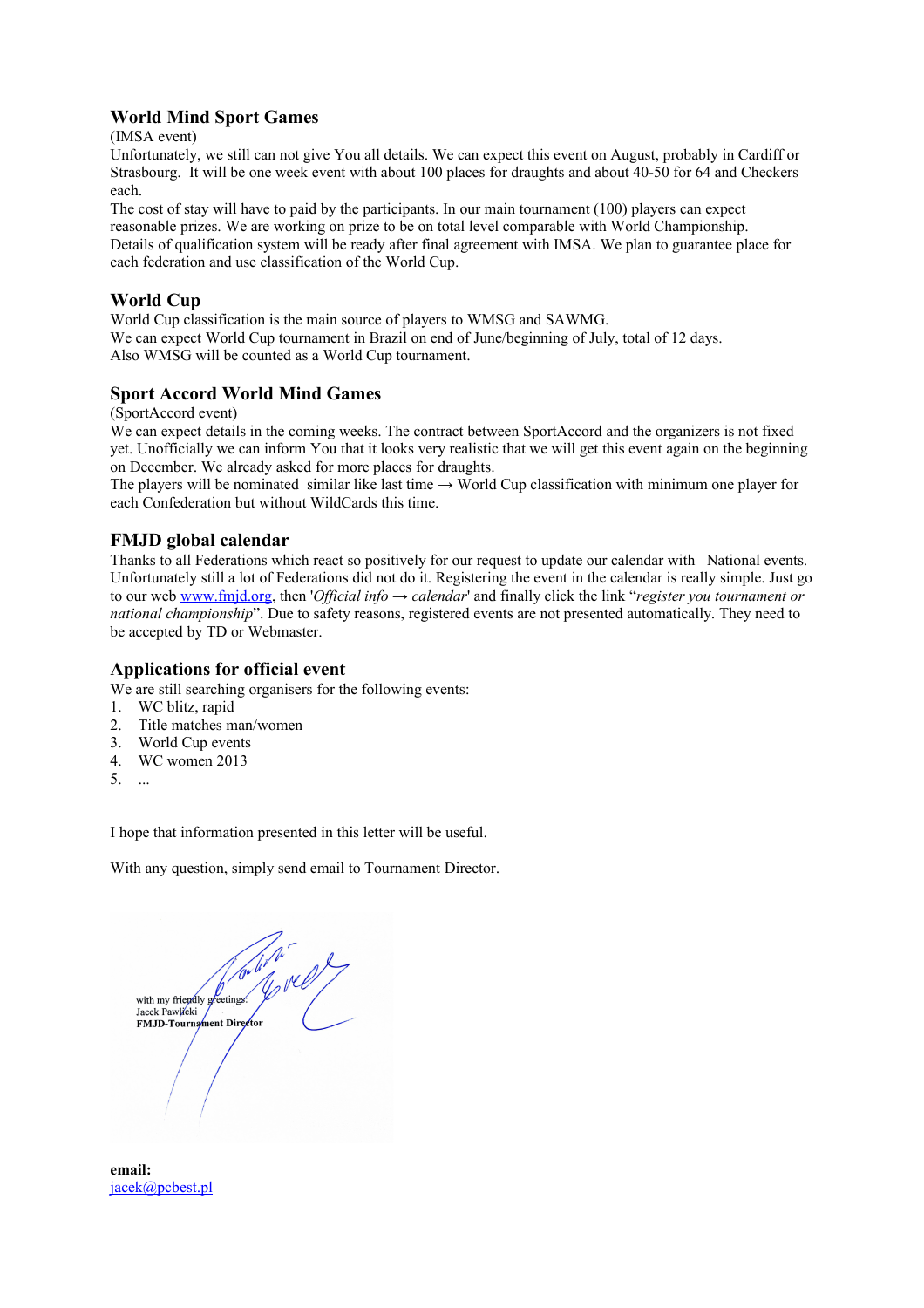## World Mind Sport Games

(IMSA event)

Unfortunately, we still can not give You all details. We can expect this event on August, probably in Cardiff or Strasbourg. It will be one week event with about 100 places for draughts and about 40-50 for 64 and Checkers each.

The cost of stay will have to paid by the participants. In our main tournament (100) players can expect reasonable prizes. We are working on prize to be on total level comparable with World Championship.

Details of qualification system will be ready after final agreement with IMSA. We plan to guarantee place for each federation and use classification of the World Cup.

## World Cup

World Cup classification is the main source of players to WMSG and SAWMG.

We can expect World Cup tournament in Brazil on end of June/beginning of July, total of 12 days.

Also WMSG will be counted as a World Cup tournament.

## Sport Accord World Mind Games

(SportAccord event)

We can expect details in the coming weeks. The contract between SportAccord and the organizers is not fixed yet. Unofficially we can inform You that it looks very realistic that we will get this event again on the beginning on December. We already asked for more places for draughts.

The players will be nominated similar like last time → World Cup classification with minimum one player for each Confederation but without WildCards this time.

## FMJD global calendar

Thanks to all Federations which react so positively for our request to update our calendar with National events. Unfortunately still a lot of Federations did not do it. Registering the event in the calendar is really simple. Just go to our web www.fmjd.org, then '*Official info → calendar*' and finally click the link "*register you tournament or national championship*". Due to safety reasons, registered events are not presented automatically. They need to be accepted by TD or Webmaster.

## Applications for official event

We are still searching organisers for the following events:

1. WC blitz, rapid
2. Title matches man/women
3. World Cup events
4. WC women 2013
5. ...

I hope that information presented in this letter will be useful.

With any question, simply send email to Tournament Director.

with my friendly greetings:
Jacek Pawlicki
**FMJD-Tournament Director**

**email:**
jacek@pcbest.pl